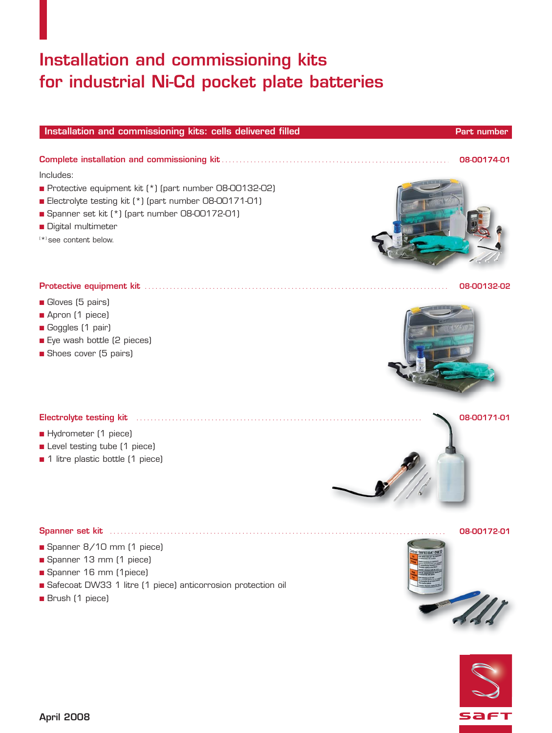# Installation and commissioning kits for industrial Ni-Cd pocket plate batteries

## Installation and commissioning kits: cells delivered filled — Part number

### Complete installation and commissioning kit — 08-00174-01

Includes:

- Protective equipment kit (*) (part number 08-00132-02)
- Electrolyte testing kit (*) (part number 08-00171-01)
- Spanner set kit (*) (part number 08-00172-01)
- Digital multimeter

(*) see content below.

### Protective equipment kit — 08-00132-02

- Gloves (5 pairs)
- Apron (1 piece)
- Goggles (1 pair)
- Eye wash bottle (2 pieces)
- Shoes cover (5 pairs)

### Electrolyte testing kit — 08-00171-01

- Hydrometer (1 piece)
- Level testing tube (1 piece)
- 1 litre plastic bottle (1 piece)

### Spanner set kit — 08-00172-01

- Spanner 8/10 mm (1 piece)
- Spanner 13 mm (1 piece)
- Spanner 16 mm (1piece)
- Safecoat DW33 1 litre (1 piece) anticorrosion protection oil
- Brush (1 piece)

April 2008

saft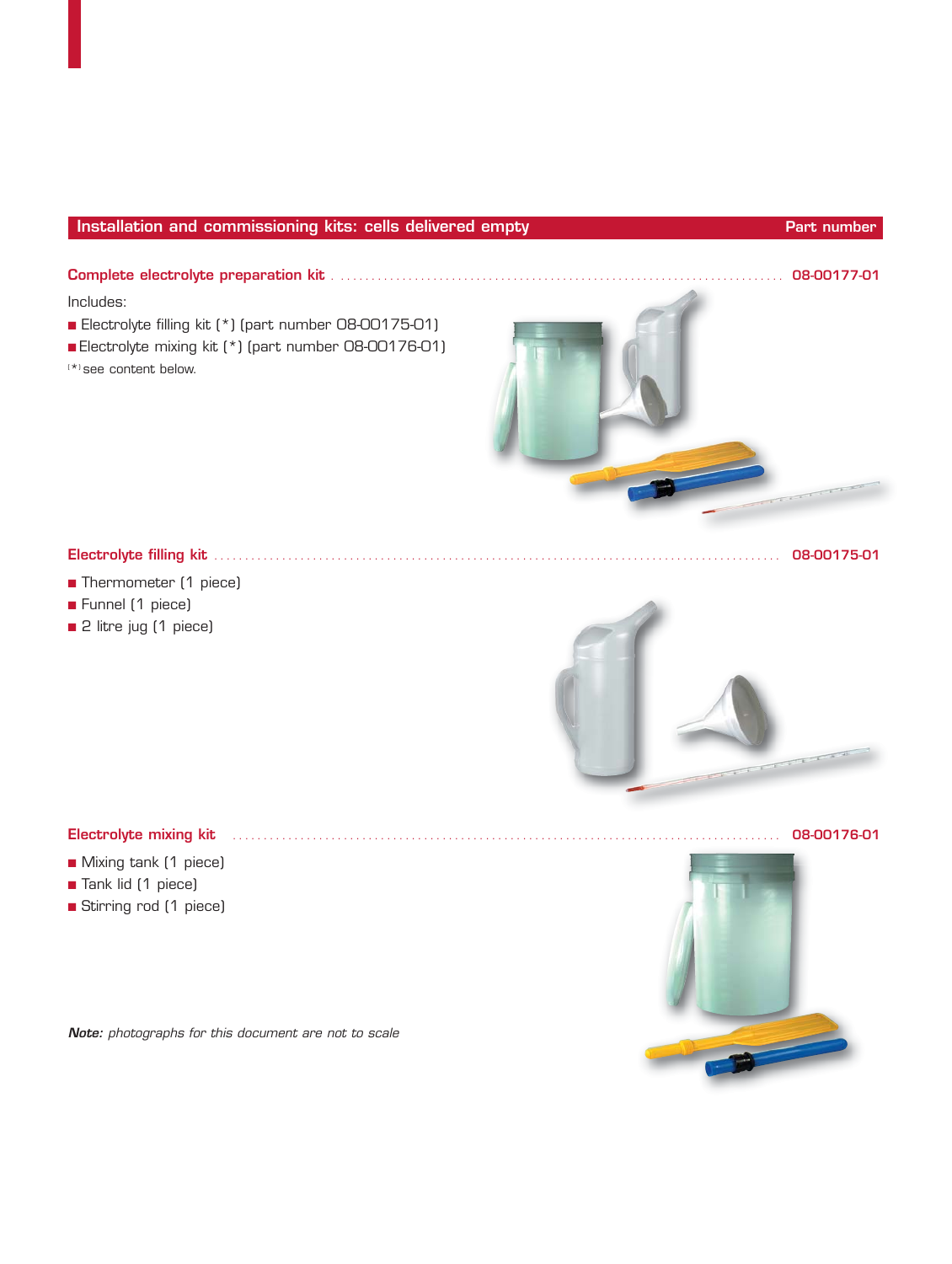## Installation and commissioning kits: cells delivered empty — Part number

**Complete electrolyte preparation kit** .......... **08-00177-01**

Includes:

- Electrolyte filling kit (*) (part number 08-00175-01)
- Electrolyte mixing kit (*) (part number 08-00176-01)

(*) see content below.

**Electrolyte filling kit** .......... **08-00175-01**

- Thermometer (1 piece)
- Funnel (1 piece)
- 2 litre jug (1 piece)

**Electrolyte mixing kit** .......... **08-00176-01**

- Mixing tank (1 piece)
- Tank lid (1 piece)
- Stirring rod (1 piece)

***Note:*** *photographs for this document are not to scale*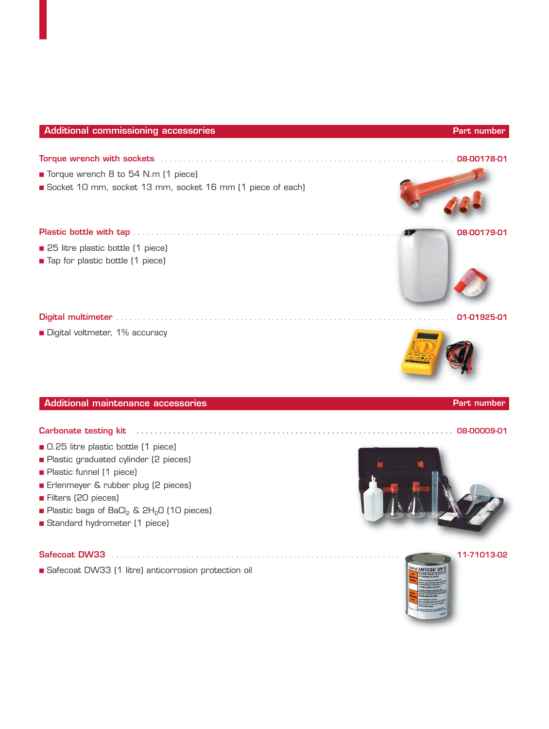## Additional commissioning accessories

**Part number**

### Torque wrench with sockets ........ 08-00178-01

- Torque wrench 8 to 54 N.m (1 piece)
- Socket 10 mm, socket 13 mm, socket 16 mm (1 piece of each)

### Plastic bottle with tap ........ 08-00179-01

- 25 litre plastic bottle (1 piece)
- Tap for plastic bottle (1 piece)

### Digital multimeter ........ 01-01925-01

- Digital voltmeter, 1% accuracy

## Additional maintenance accessories

**Part number**

### Carbonate testing kit ........ 08-00009-01

- 0.25 litre plastic bottle (1 piece)
- Plastic graduated cylinder (2 pieces)
- Plastic funnel (1 piece)
- Erlenmeyer & rubber plug (2 pieces)
- Filters (20 pieces)
- Plastic bags of $BaCl_2$ & $2H_2O$ (10 pieces)
- Standard hydrometer (1 piece)

### Safecoat DW33 ........ 11-71013-02

- Safecoat DW33 (1 litre) anticorrosion protection oil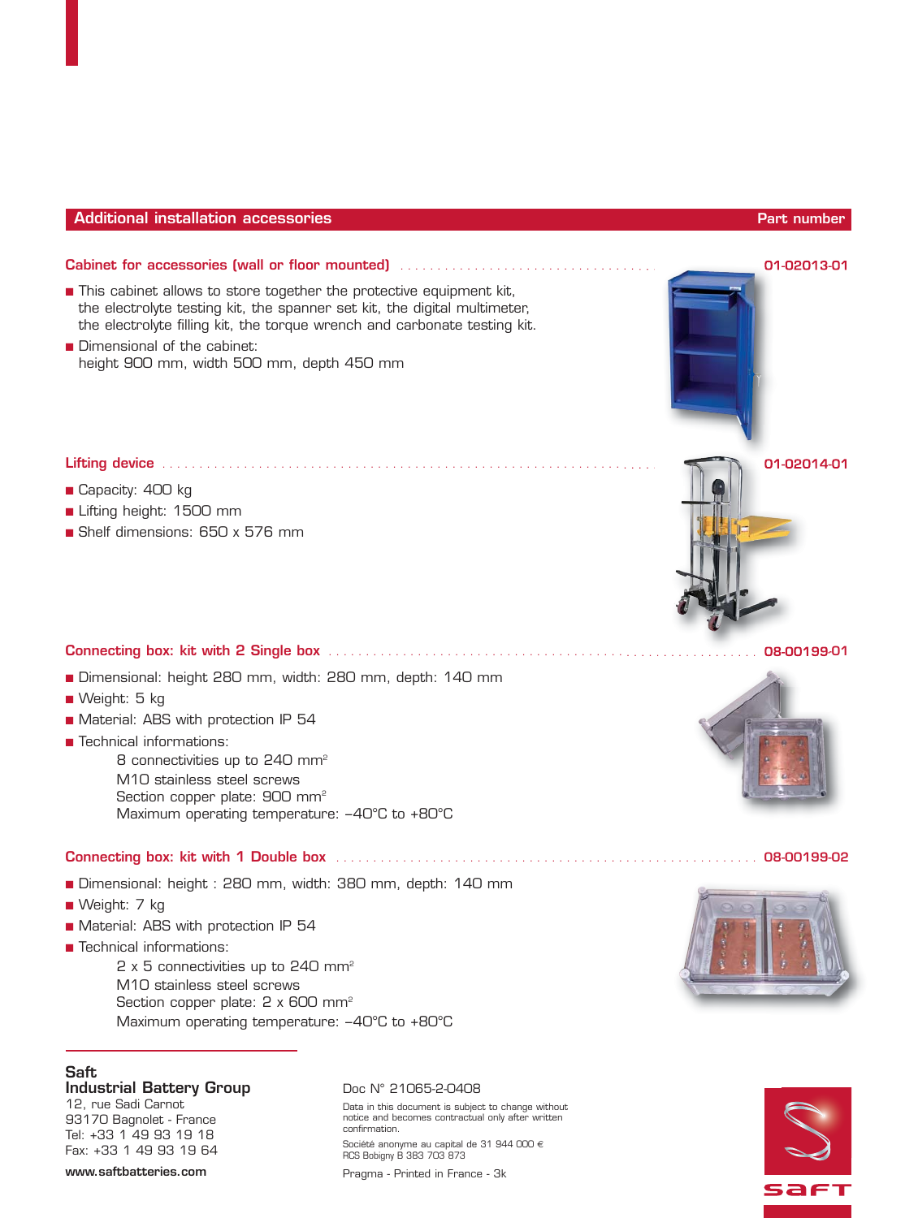## Additional installation accessories — Part number

### Cabinet for accessories (wall or floor mounted) — 01-02013-01

- This cabinet allows to store together the protective equipment kit, the electrolyte testing kit, the spanner set kit, the digital multimeter, the electrolyte filling kit, the torque wrench and carbonate testing kit.
- Dimensional of the cabinet:
  height 900 mm, width 500 mm, depth 450 mm

### Lifting device — 01-02014-01

- Capacity: 400 kg
- Lifting height: 1500 mm
- Shelf dimensions: 650 x 576 mm

### Connecting box: kit with 2 Single box — 08-00199-01

- Dimensional: height 280 mm, width: 280 mm, depth: 140 mm
- Weight: 5 kg
- Material: ABS with protection IP 54
- Technical informations:
  - 8 connectivities up to 240 mm²
  - M10 stainless steel screws
  - Section copper plate: 900 mm²
  - Maximum operating temperature: –40°C to +80°C

### Connecting box: kit with 1 Double box — 08-00199-02

- Dimensional: height : 280 mm, width: 380 mm, depth: 140 mm
- Weight: 7 kg
- Material: ABS with protection IP 54
- Technical informations:
  - 2 x 5 connectivities up to 240 mm²
  - M10 stainless steel screws
  - Section copper plate: 2 x 600 mm²
  - Maximum operating temperature: –40°C to +80°C

**Saft**
**Industrial Battery Group**
12, rue Sadi Carnot
93170 Bagnolet - France
Tel: +33 1 49 93 19 18
Fax: +33 1 49 93 19 64

**www.saftbatteries.com**

Doc N° 21065-2-0408

Data in this document is subject to change without notice and becomes contractual only after written confirmation.

Société anonyme au capital de 31 944 000 €
RCS Bobigny B 383 703 873

Pragma - Printed in France - 3k

saft